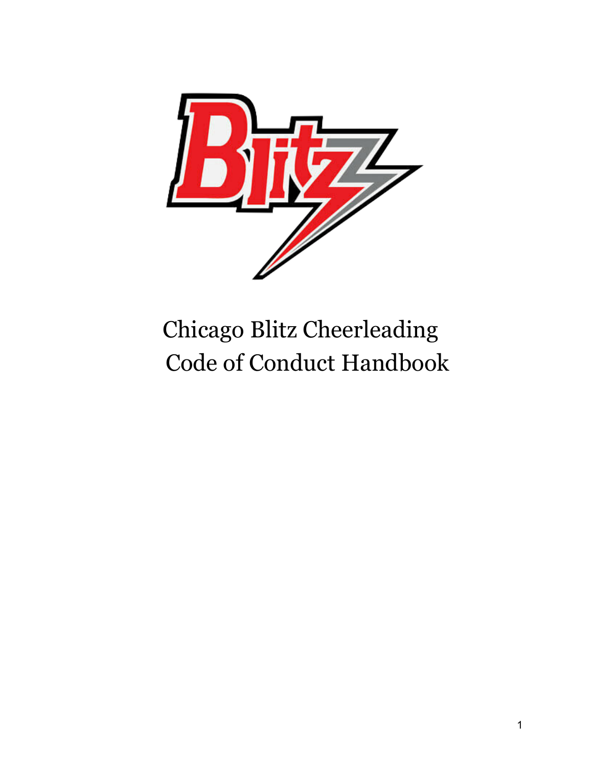# Chicago Blitz Cheerleading Code of Conduct Handbook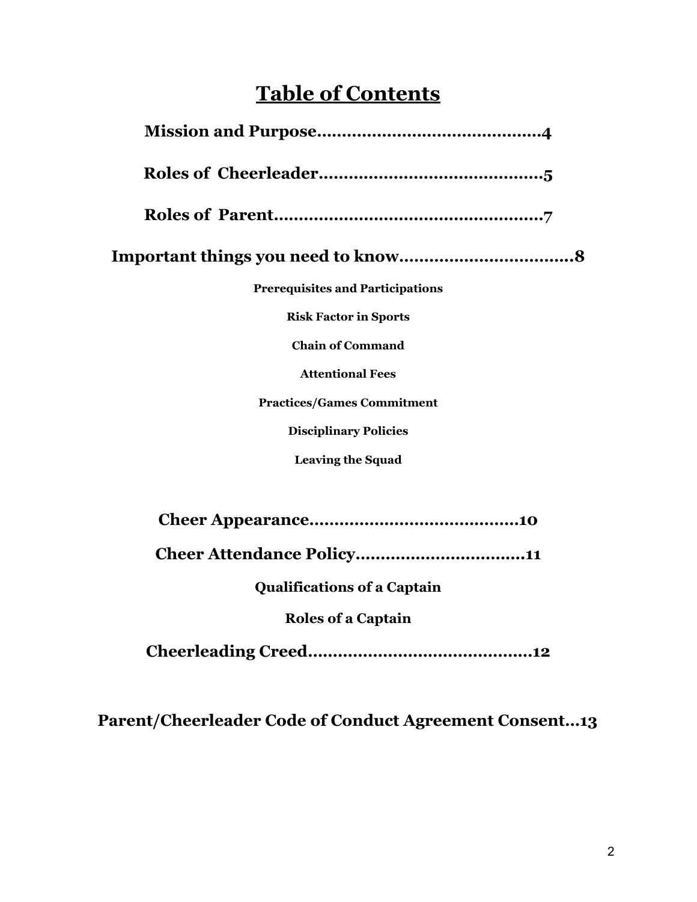# Table of Contents

**Mission and Purpose……………………………………..4**

**Roles of Cheerleader……………………………………..5**

**Roles of Parent…………………………………………….7**

**Important things you need to know……………………………8**

**Prerequisites and Participations**

**Risk Factor in Sports**

**Chain of Command**

**Attentional Fees**

**Practices/Games Commitment**

**Disciplinary Policies**

**Leaving the Squad**

**Cheer Appearance…………………………………..10**

**Cheer Attendance Policy…………………………..11**

**Qualifications of a Captain**

**Roles of a Captain**

**Cheerleading Creed……………………………………..12**

**Parent/Cheerleader Code of Conduct Agreement Consent…13**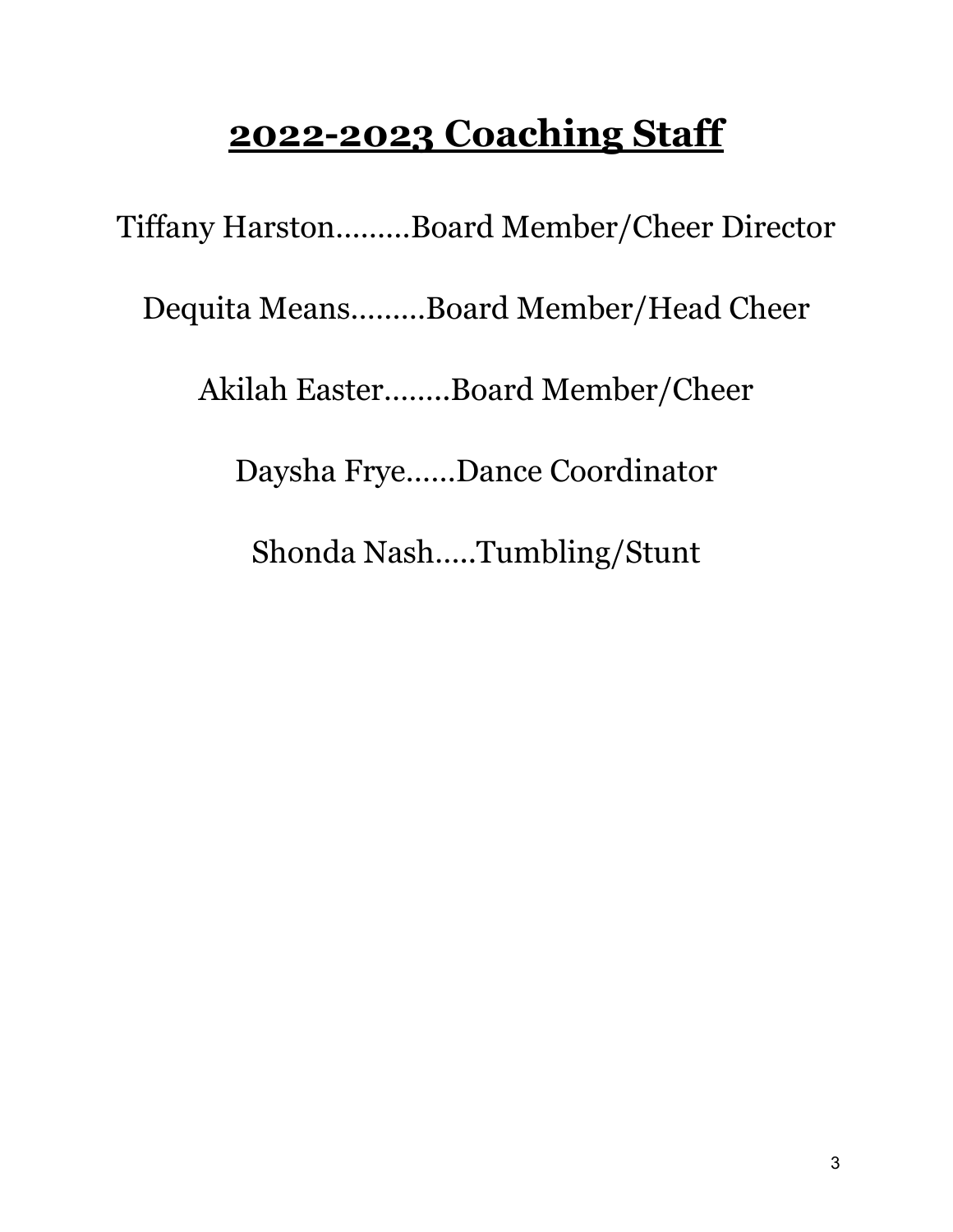# **2022-2023 Coaching Staff**

Tiffany Harston.........Board Member/Cheer Director

Dequita Means.........Board Member/Head Cheer

Akilah Easter........Board Member/Cheer

Daysha Frye......Dance Coordinator

Shonda Nash.....Tumbling/Stunt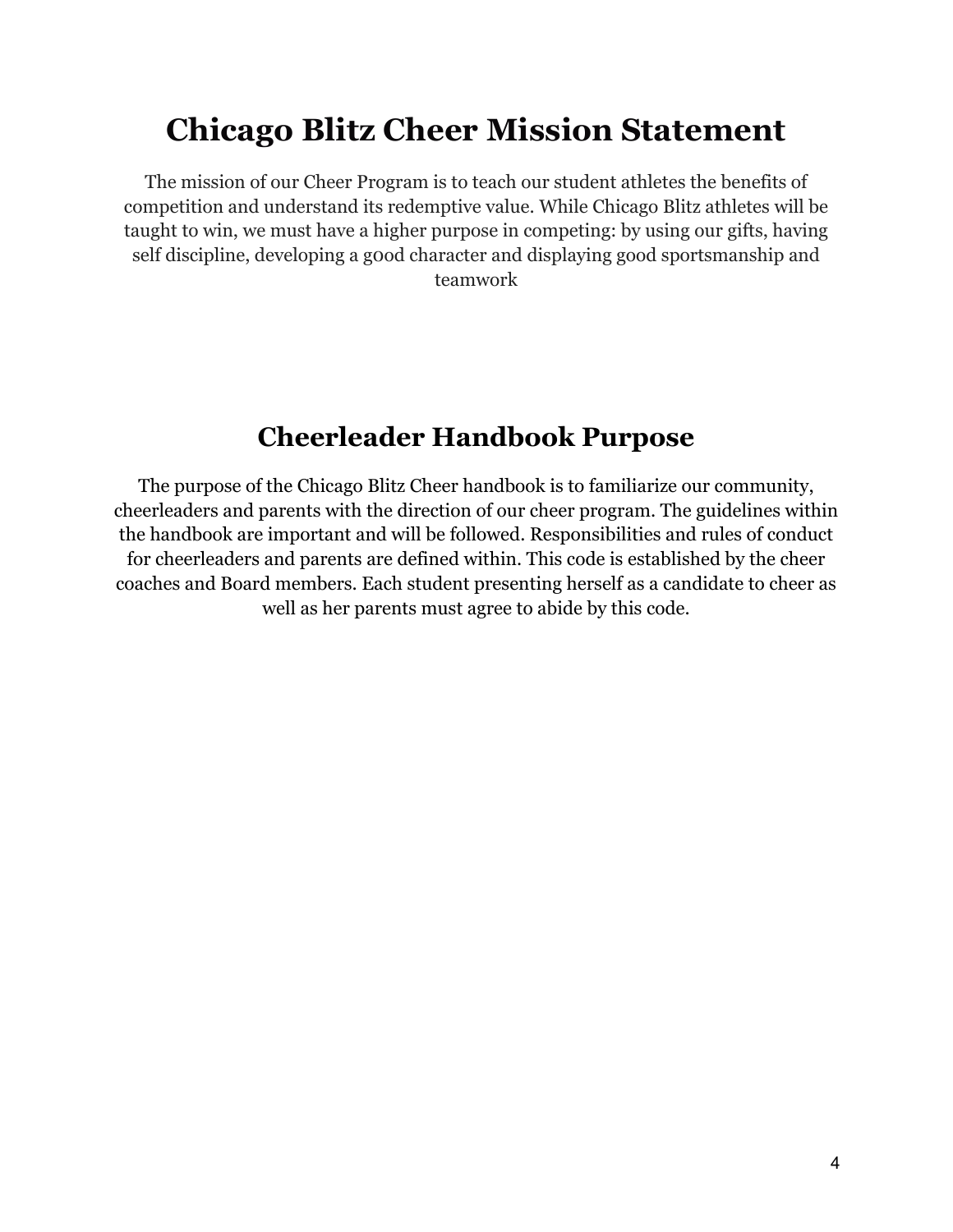# Chicago Blitz Cheer Mission Statement

The mission of our Cheer Program is to teach our student athletes the benefits of competition and understand its redemptive value. While Chicago Blitz athletes will be taught to win, we must have a higher purpose in competing: by using our gifts, having self discipline, developing a g0od character and displaying good sportsmanship and teamwork

# Cheerleader Handbook Purpose

The purpose of the Chicago Blitz Cheer handbook is to familiarize our community, cheerleaders and parents with the direction of our cheer program. The guidelines within the handbook are important and will be followed. Responsibilities and rules of conduct for cheerleaders and parents are defined within. This code is established by the cheer coaches and Board members. Each student presenting herself as a candidate to cheer as well as her parents must agree to abide by this code.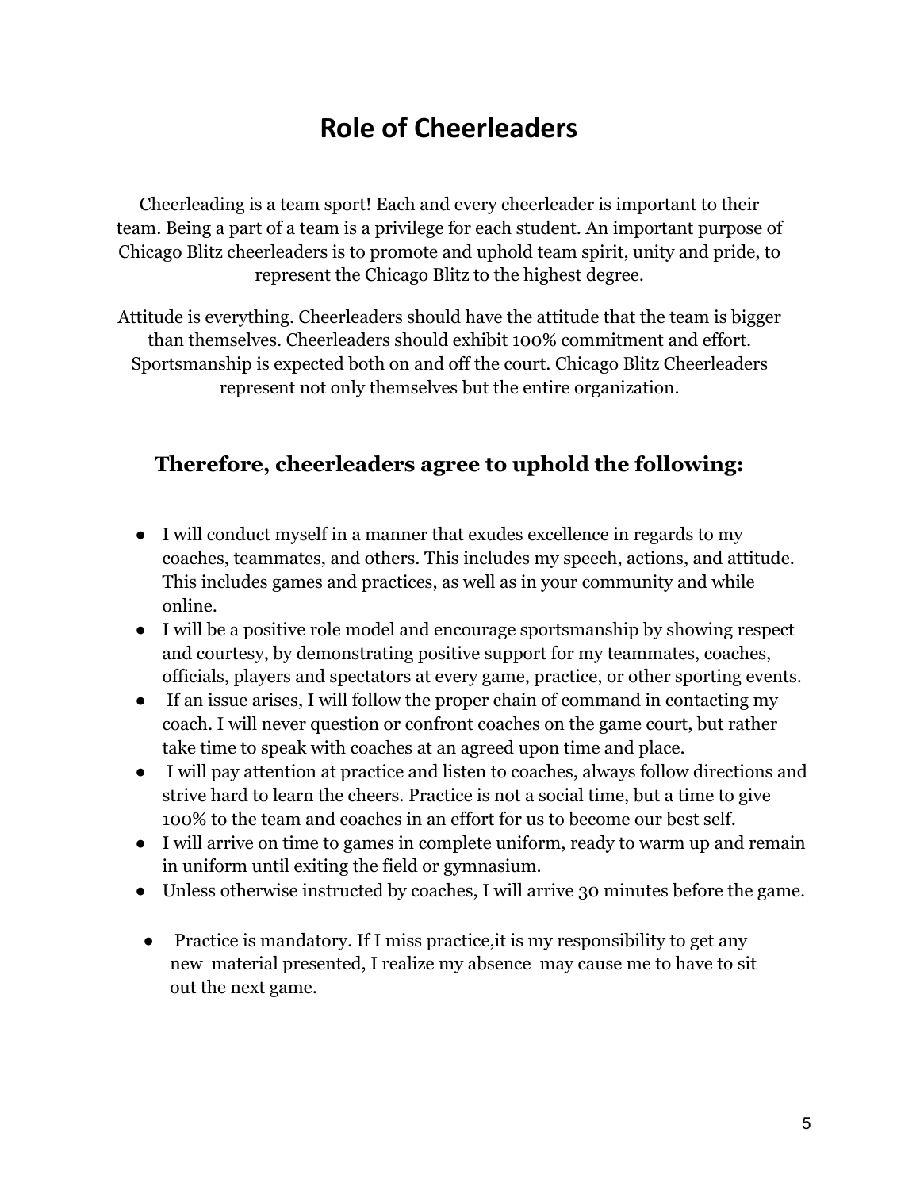# Role of Cheerleaders

Cheerleading is a team sport! Each and every cheerleader is important to their team. Being a part of a team is a privilege for each student. An important purpose of Chicago Blitz cheerleaders is to promote and uphold team spirit, unity and pride, to represent the Chicago Blitz to the highest degree.

Attitude is everything. Cheerleaders should have the attitude that the team is bigger than themselves. Cheerleaders should exhibit 100% commitment and effort. Sportsmanship is expected both on and off the court. Chicago Blitz Cheerleaders represent not only themselves but the entire organization.

## Therefore, cheerleaders agree to uphold the following:

- I will conduct myself in a manner that exudes excellence in regards to my coaches, teammates, and others. This includes my speech, actions, and attitude. This includes games and practices, as well as in your community and while online.
- I will be a positive role model and encourage sportsmanship by showing respect and courtesy, by demonstrating positive support for my teammates, coaches, officials, players and spectators at every game, practice, or other sporting events.
- If an issue arises, I will follow the proper chain of command in contacting my coach. I will never question or confront coaches on the game court, but rather take time to speak with coaches at an agreed upon time and place.
- I will pay attention at practice and listen to coaches, always follow directions and strive hard to learn the cheers. Practice is not a social time, but a time to give 100% to the team and coaches in an effort for us to become our best self.
- I will arrive on time to games in complete uniform, ready to warm up and remain in uniform until exiting the field or gymnasium.
- Unless otherwise instructed by coaches, I will arrive 30 minutes before the game.
- Practice is mandatory. If I miss practice,it is my responsibility to get any new material presented, I realize my absence may cause me to have to sit out the next game.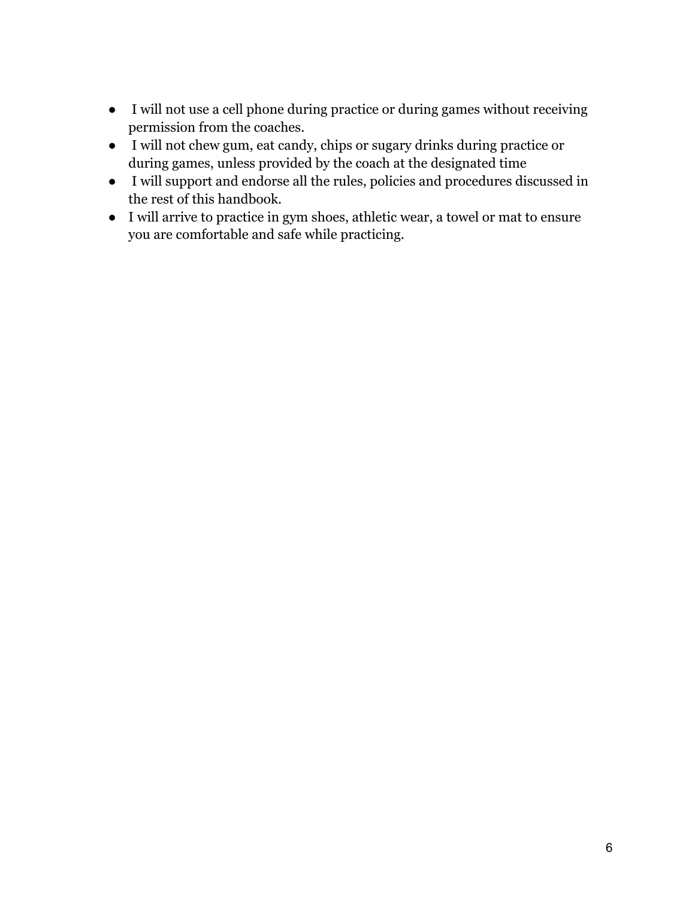- I will not use a cell phone during practice or during games without receiving permission from the coaches.
- I will not chew gum, eat candy, chips or sugary drinks during practice or during games, unless provided by the coach at the designated time
- I will support and endorse all the rules, policies and procedures discussed in the rest of this handbook.
- I will arrive to practice in gym shoes, athletic wear, a towel or mat to ensure you are comfortable and safe while practicing.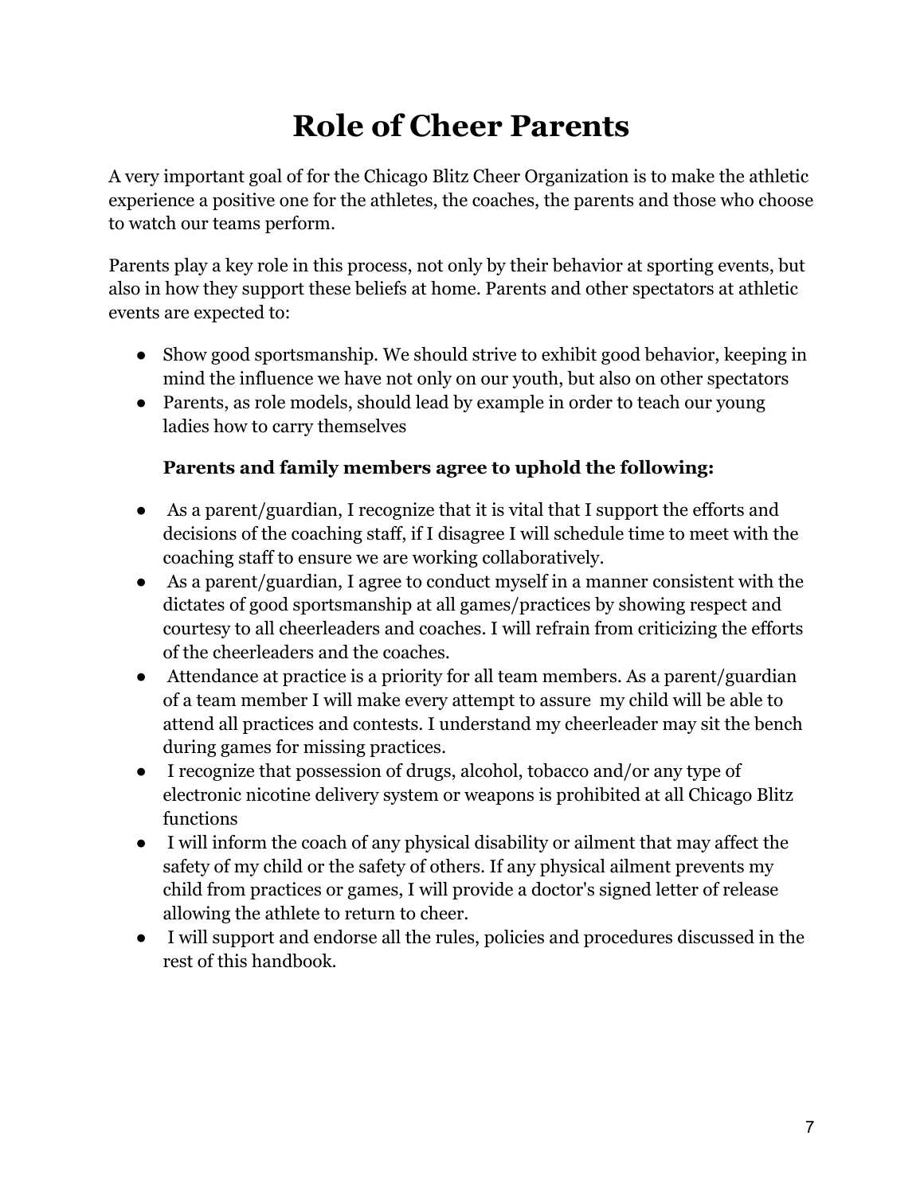# Role of Cheer Parents

A very important goal of for the Chicago Blitz Cheer Organization is to make the athletic experience a positive one for the athletes, the coaches, the parents and those who choose to watch our teams perform.

Parents play a key role in this process, not only by their behavior at sporting events, but also in how they support these beliefs at home. Parents and other spectators at athletic events are expected to:

- Show good sportsmanship. We should strive to exhibit good behavior, keeping in mind the influence we have not only on our youth, but also on other spectators
- Parents, as role models, should lead by example in order to teach our young ladies how to carry themselves

**Parents and family members agree to uphold the following:**

- As a parent/guardian, I recognize that it is vital that I support the efforts and decisions of the coaching staff, if I disagree I will schedule time to meet with the coaching staff to ensure we are working collaboratively.
- As a parent/guardian, I agree to conduct myself in a manner consistent with the dictates of good sportsmanship at all games/practices by showing respect and courtesy to all cheerleaders and coaches. I will refrain from criticizing the efforts of the cheerleaders and the coaches.
- Attendance at practice is a priority for all team members. As a parent/guardian of a team member I will make every attempt to assure my child will be able to attend all practices and contests. I understand my cheerleader may sit the bench during games for missing practices.
- I recognize that possession of drugs, alcohol, tobacco and/or any type of electronic nicotine delivery system or weapons is prohibited at all Chicago Blitz functions
- I will inform the coach of any physical disability or ailment that may affect the safety of my child or the safety of others. If any physical ailment prevents my child from practices or games, I will provide a doctor's signed letter of release allowing the athlete to return to cheer.
- I will support and endorse all the rules, policies and procedures discussed in the rest of this handbook.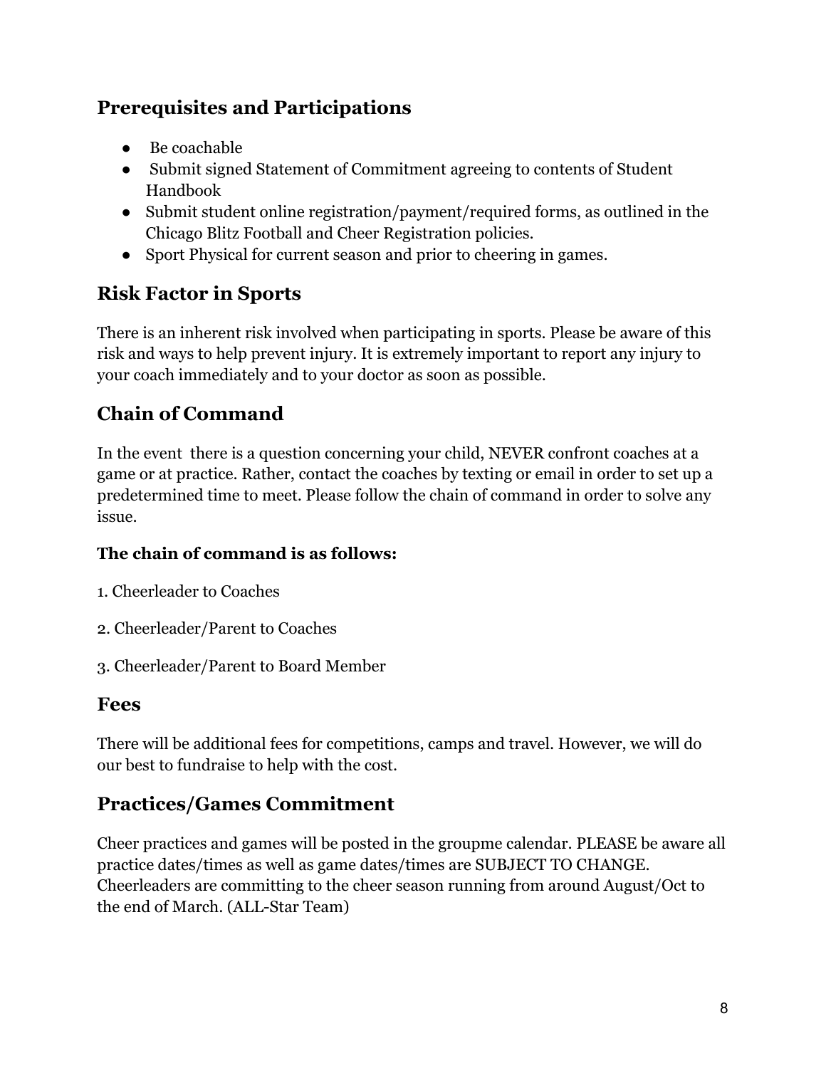## Prerequisites and Participations

- Be coachable
- Submit signed Statement of Commitment agreeing to contents of Student Handbook
- Submit student online registration/payment/required forms, as outlined in the Chicago Blitz Football and Cheer Registration policies.
- Sport Physical for current season and prior to cheering in games.

## Risk Factor in Sports

There is an inherent risk involved when participating in sports. Please be aware of this risk and ways to help prevent injury. It is extremely important to report any injury to your coach immediately and to your doctor as soon as possible.

## Chain of Command

In the event there is a question concerning your child, NEVER confront coaches at a game or at practice. Rather, contact the coaches by texting or email in order to set up a predetermined time to meet. Please follow the chain of command in order to solve any issue.

**The chain of command is as follows:**

1. Cheerleader to Coaches

2. Cheerleader/Parent to Coaches

3. Cheerleader/Parent to Board Member

## Fees

There will be additional fees for competitions, camps and travel. However, we will do our best to fundraise to help with the cost.

## Practices/Games Commitment

Cheer practices and games will be posted in the groupme calendar. PLEASE be aware all practice dates/times as well as game dates/times are SUBJECT TO CHANGE. Cheerleaders are committing to the cheer season running from around August/Oct to the end of March. (ALL-Star Team)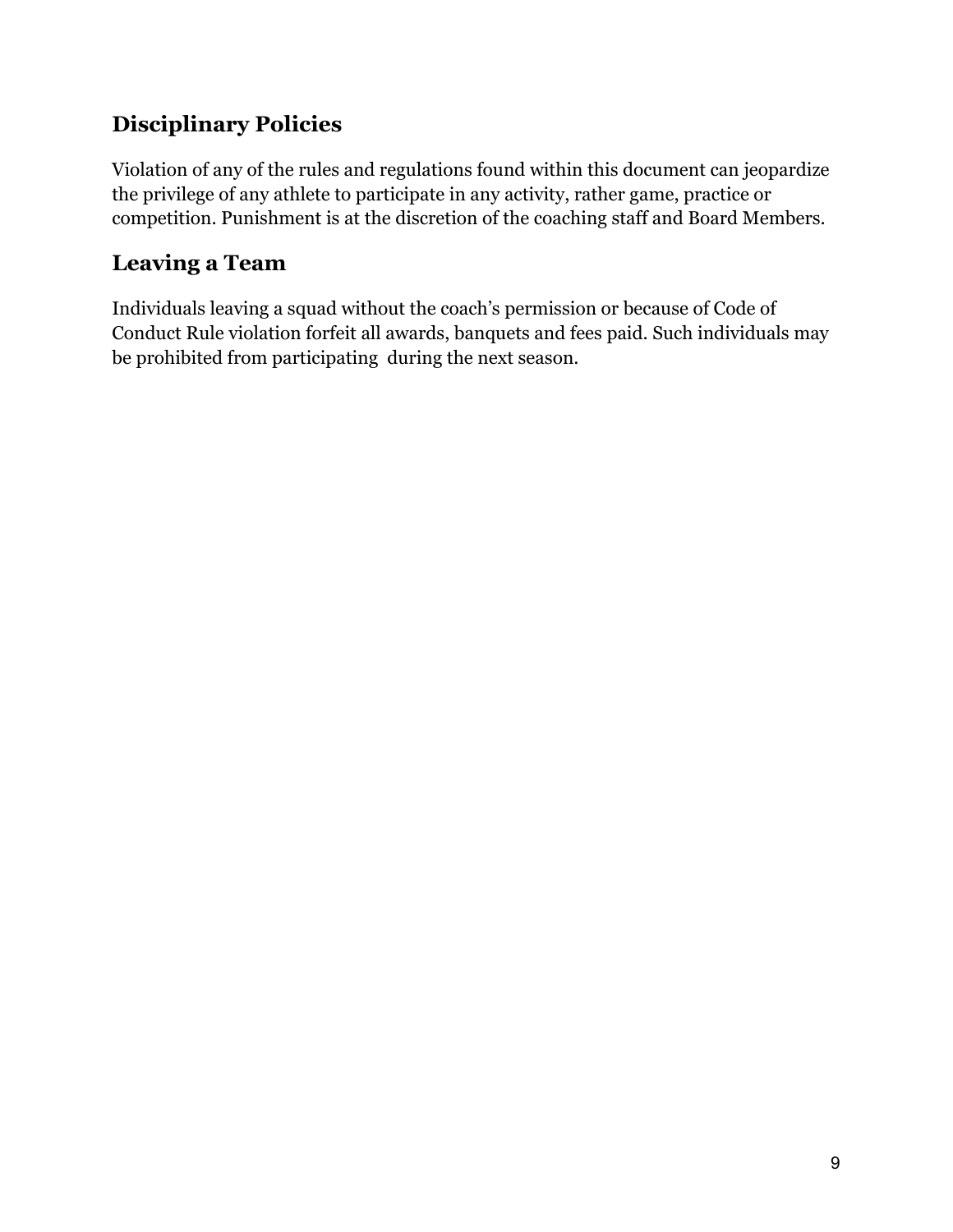## Disciplinary Policies

Violation of any of the rules and regulations found within this document can jeopardize the privilege of any athlete to participate in any activity, rather game, practice or competition. Punishment is at the discretion of the coaching staff and Board Members.

## Leaving a Team

Individuals leaving a squad without the coach's permission or because of Code of Conduct Rule violation forfeit all awards, banquets and fees paid. Such individuals may be prohibited from participating during the next season.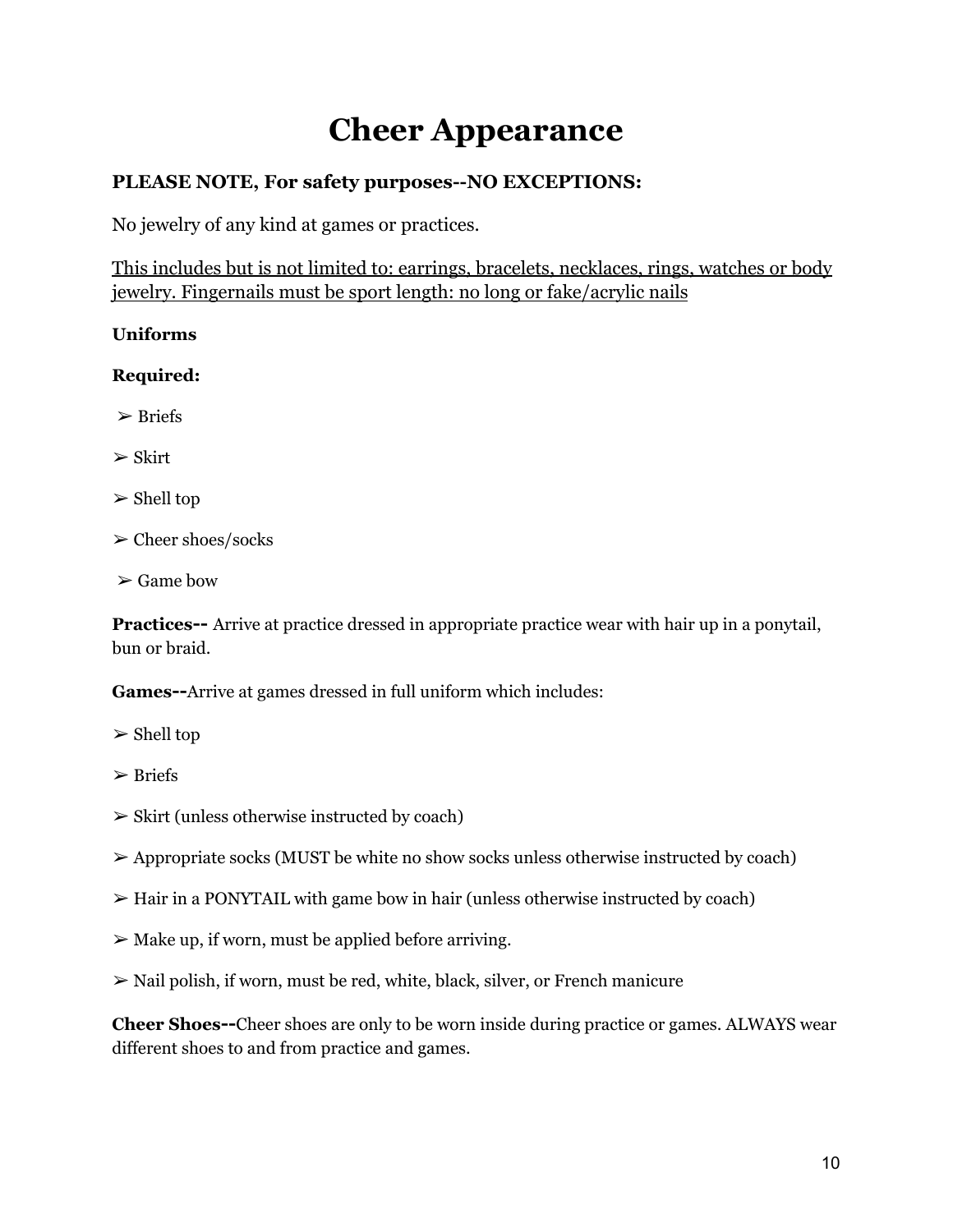# Cheer Appearance

**PLEASE NOTE, For safety purposes--NO EXCEPTIONS:**

No jewelry of any kind at games or practices.

<u>This includes but is not limited to: earrings, bracelets, necklaces, rings, watches or body jewelry. Fingernails must be sport length: no long or fake/acrylic nails</u>

**Uniforms**

**Required:**

➢ Briefs

➢ Skirt

➢ Shell top

➢ Cheer shoes/socks

➢ Game bow

**Practices--** Arrive at practice dressed in appropriate practice wear with hair up in a ponytail, bun or braid.

**Games--**Arrive at games dressed in full uniform which includes:

➢ Shell top

➢ Briefs

➢ Skirt (unless otherwise instructed by coach)

➢ Appropriate socks (MUST be white no show socks unless otherwise instructed by coach)

➢ Hair in a PONYTAIL with game bow in hair (unless otherwise instructed by coach)

➢ Make up, if worn, must be applied before arriving.

➢ Nail polish, if worn, must be red, white, black, silver, or French manicure

**Cheer Shoes--**Cheer shoes are only to be worn inside during practice or games. ALWAYS wear different shoes to and from practice and games.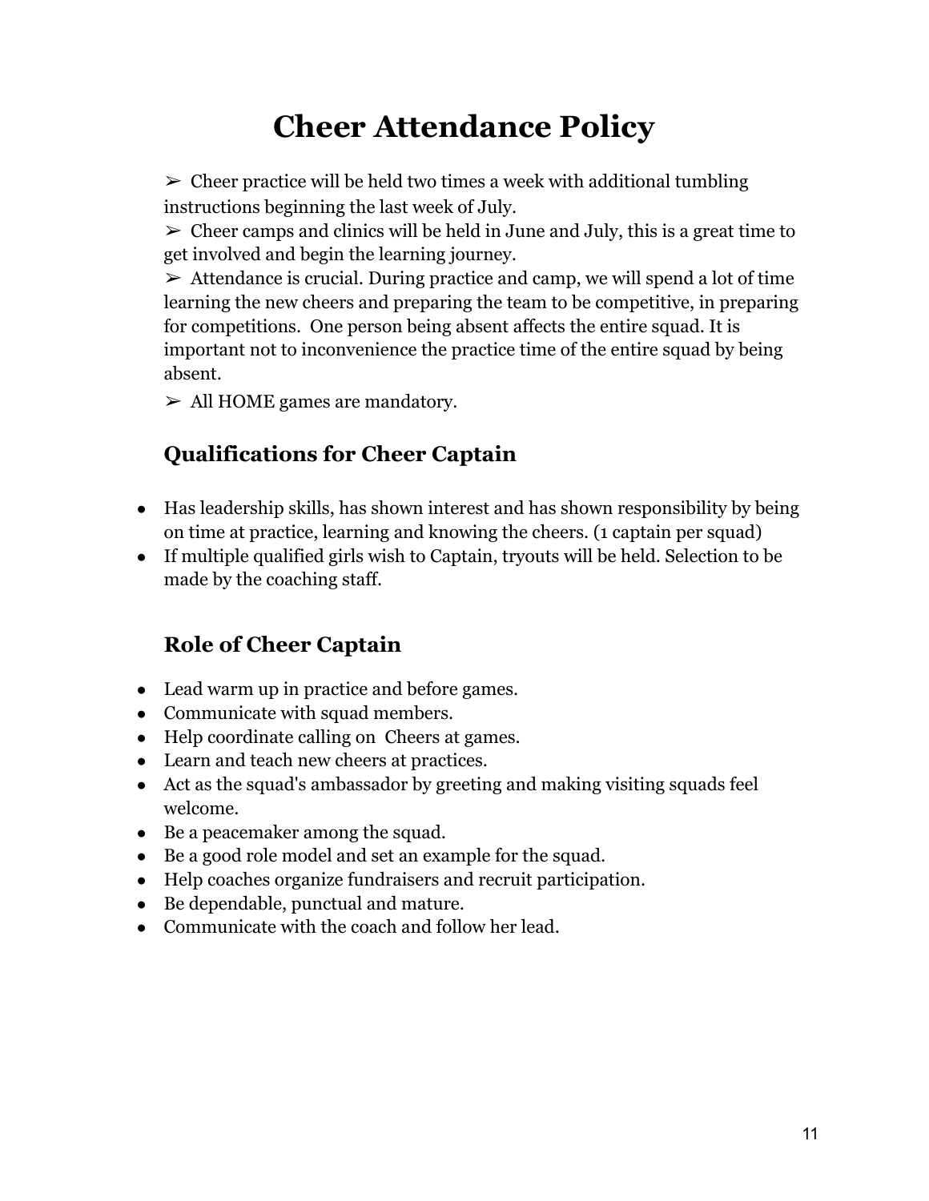# Cheer Attendance Policy

- ➢ Cheer practice will be held two times a week with additional tumbling instructions beginning the last week of July.
- ➢ Cheer camps and clinics will be held in June and July, this is a great time to get involved and begin the learning journey.
- ➢ Attendance is crucial. During practice and camp, we will spend a lot of time learning the new cheers and preparing the team to be competitive, in preparing for competitions. One person being absent affects the entire squad. It is important not to inconvenience the practice time of the entire squad by being absent.
- ➢ All HOME games are mandatory.

## Qualifications for Cheer Captain

- Has leadership skills, has shown interest and has shown responsibility by being on time at practice, learning and knowing the cheers. (1 captain per squad)
- If multiple qualified girls wish to Captain, tryouts will be held. Selection to be made by the coaching staff.

## Role of Cheer Captain

- Lead warm up in practice and before games.
- Communicate with squad members.
- Help coordinate calling on Cheers at games.
- Learn and teach new cheers at practices.
- Act as the squad's ambassador by greeting and making visiting squads feel welcome.
- Be a peacemaker among the squad.
- Be a good role model and set an example for the squad.
- Help coaches organize fundraisers and recruit participation.
- Be dependable, punctual and mature.
- Communicate with the coach and follow her lead.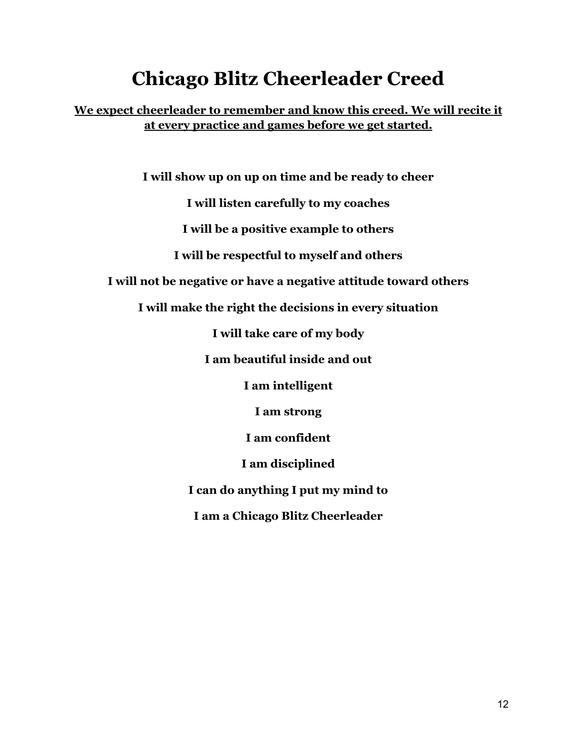# Chicago Blitz Cheerleader Creed

**<u>We expect cheerleader to remember and know this creed. We will recite it at every practice and games before we get started.</u>**

**I will show up on up on time and be ready to cheer**

**I will listen carefully to my coaches**

**I will be a positive example to others**

**I will be respectful to myself and others**

**I will not be negative or have a negative attitude toward others**

**I will make the right the decisions in every situation**

**I will take care of my body**

**I am beautiful inside and out**

**I am intelligent**

**I am strong**

**I am confident**

**I am disciplined**

**I can do anything I put my mind to**

**I am a Chicago Blitz Cheerleader**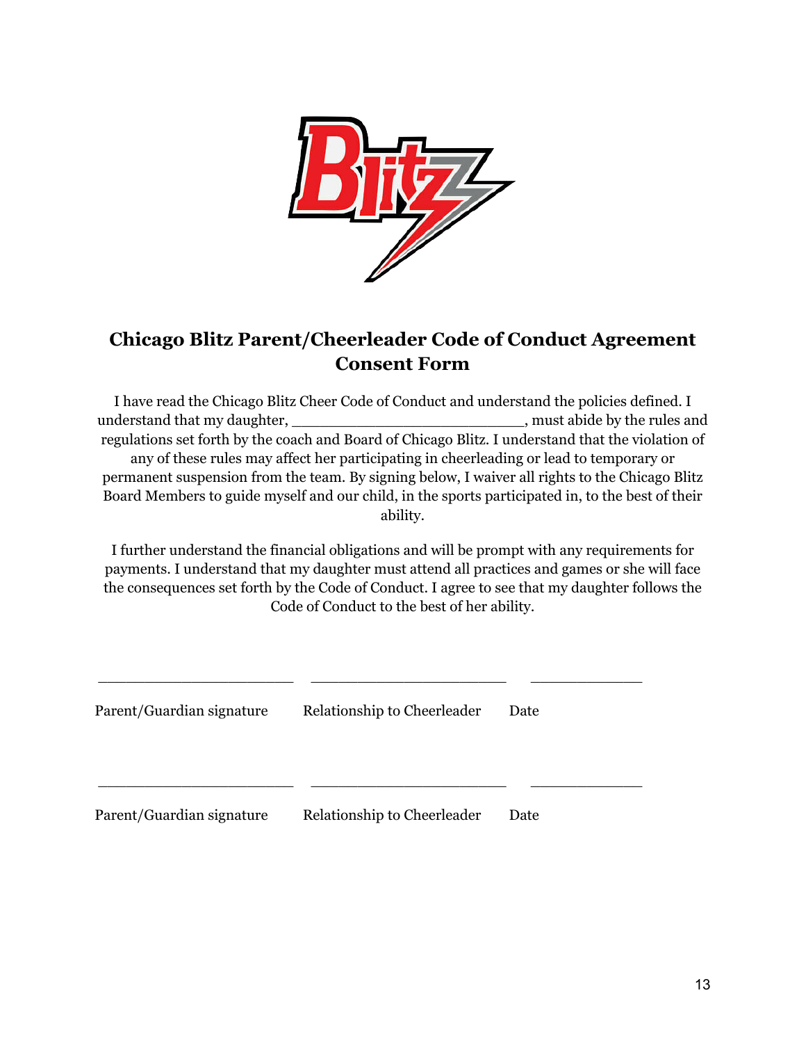# Chicago Blitz Parent/Cheerleader Code of Conduct Agreement Consent Form

I have read the Chicago Blitz Cheer Code of Conduct and understand the policies defined. I understand that my daughter, ___________________________, must abide by the rules and regulations set forth by the coach and Board of Chicago Blitz. I understand that the violation of any of these rules may affect her participating in cheerleading or lead to temporary or permanent suspension from the team. By signing below, I waiver all rights to the Chicago Blitz Board Members to guide myself and our child, in the sports participated in, to the best of their ability.

I further understand the financial obligations and will be prompt with any requirements for payments. I understand that my daughter must attend all practices and games or she will face the consequences set forth by the Code of Conduct. I agree to see that my daughter follows the Code of Conduct to the best of her ability.

_________________________ _________________________ ______________

Parent/Guardian signature     Relationship to Cheerleader     Date

_________________________ _________________________ ______________

Parent/Guardian signature     Relationship to Cheerleader     Date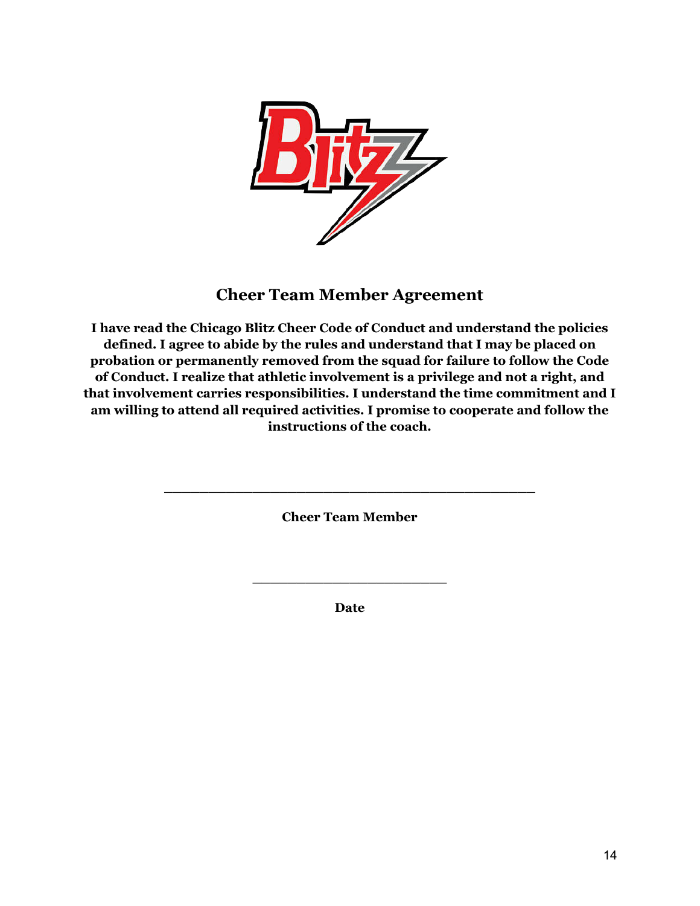## Cheer Team Member Agreement

**I have read the Chicago Blitz Cheer Code of Conduct and understand the policies defined. I agree to abide by the rules and understand that I may be placed on probation or permanently removed from the squad for failure to follow the Code of Conduct. I realize that athletic involvement is a privilege and not a right, and that involvement carries responsibilities. I understand the time commitment and I am willing to attend all required activities. I promise to cooperate and follow the instructions of the coach.**

\_\_\_\_\_\_\_\_\_\_\_\_\_\_\_\_\_\_\_\_\_\_\_\_\_\_\_\_\_\_\_\_\_\_\_\_\_\_\_\_\_\_\_\_

**Cheer Team Member**

\_\_\_\_\_\_\_\_\_\_\_\_\_\_\_\_\_\_\_\_\_\_\_\_

**Date**